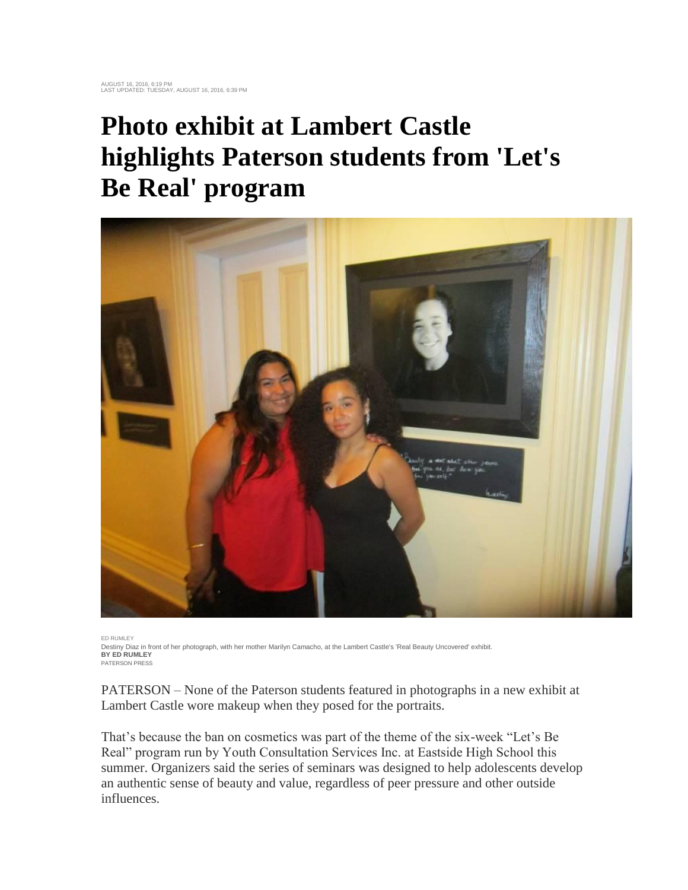AUGUST 16, 2016, 6:19 PM
LAST UPDATED: TUESDAY, AUGUST 16, 2016, 6:39 PM

# Photo exhibit at Lambert Castle highlights Paterson students from 'Let's Be Real' program

ED RUMLEY
Destiny Diaz in front of her photograph, with her mother Marilyn Camacho, at the Lambert Castle's 'Real Beauty Uncovered' exhibit.
**BY ED RUMLEY**
PATERSON PRESS

PATERSON – None of the Paterson students featured in photographs in a new exhibit at Lambert Castle wore makeup when they posed for the portraits.

That's because the ban on cosmetics was part of the theme of the six-week "Let's Be Real" program run by Youth Consultation Services Inc. at Eastside High School this summer. Organizers said the series of seminars was designed to help adolescents develop an authentic sense of beauty and value, regardless of peer pressure and other outside influences.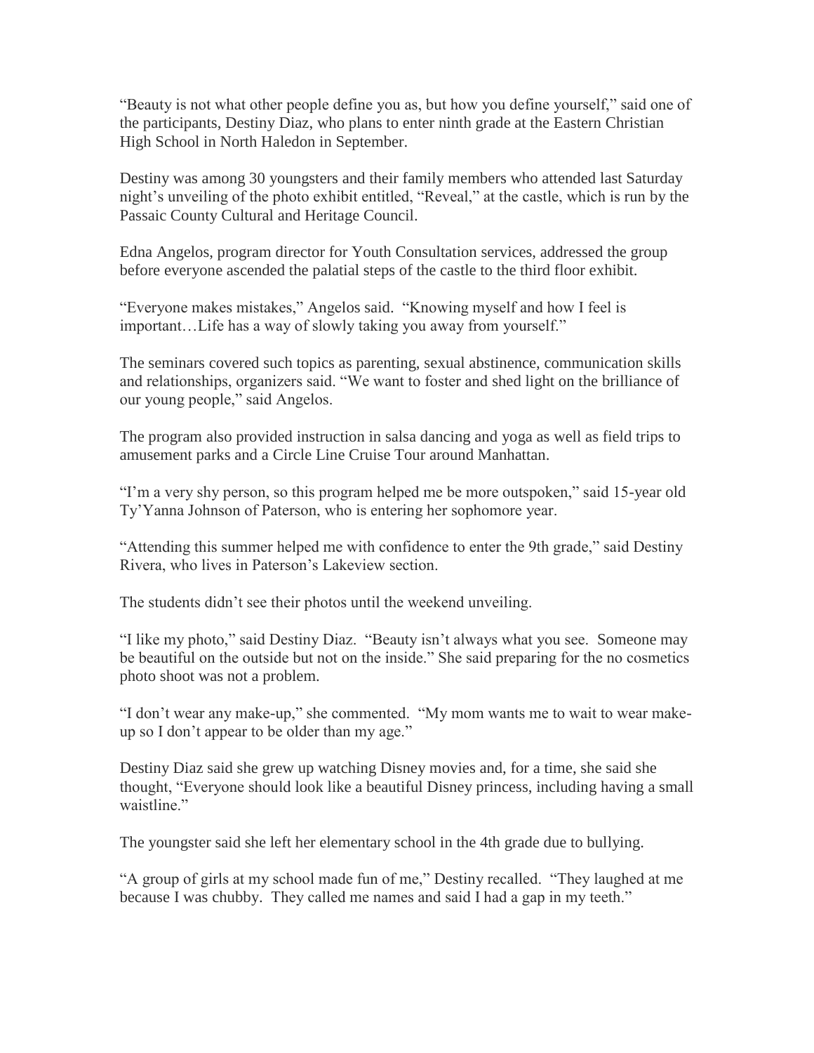"Beauty is not what other people define you as, but how you define yourself," said one of the participants, Destiny Diaz, who plans to enter ninth grade at the Eastern Christian High School in North Haledon in September.

Destiny was among 30 youngsters and their family members who attended last Saturday night's unveiling of the photo exhibit entitled, "Reveal," at the castle, which is run by the Passaic County Cultural and Heritage Council.

Edna Angelos, program director for Youth Consultation services, addressed the group before everyone ascended the palatial steps of the castle to the third floor exhibit.

"Everyone makes mistakes," Angelos said. "Knowing myself and how I feel is important…Life has a way of slowly taking you away from yourself."

The seminars covered such topics as parenting, sexual abstinence, communication skills and relationships, organizers said. "We want to foster and shed light on the brilliance of our young people," said Angelos.

The program also provided instruction in salsa dancing and yoga as well as field trips to amusement parks and a Circle Line Cruise Tour around Manhattan.

"I'm a very shy person, so this program helped me be more outspoken," said 15-year old Ty'Yanna Johnson of Paterson, who is entering her sophomore year.

"Attending this summer helped me with confidence to enter the 9th grade," said Destiny Rivera, who lives in Paterson's Lakeview section.

The students didn't see their photos until the weekend unveiling.

"I like my photo," said Destiny Diaz. "Beauty isn't always what you see. Someone may be beautiful on the outside but not on the inside." She said preparing for the no cosmetics photo shoot was not a problem.

"I don't wear any make-up," she commented. "My mom wants me to wait to wear make-up so I don't appear to be older than my age."

Destiny Diaz said she grew up watching Disney movies and, for a time, she said she thought, "Everyone should look like a beautiful Disney princess, including having a small waistline."

The youngster said she left her elementary school in the 4th grade due to bullying.

"A group of girls at my school made fun of me," Destiny recalled. "They laughed at me because I was chubby. They called me names and said I had a gap in my teeth."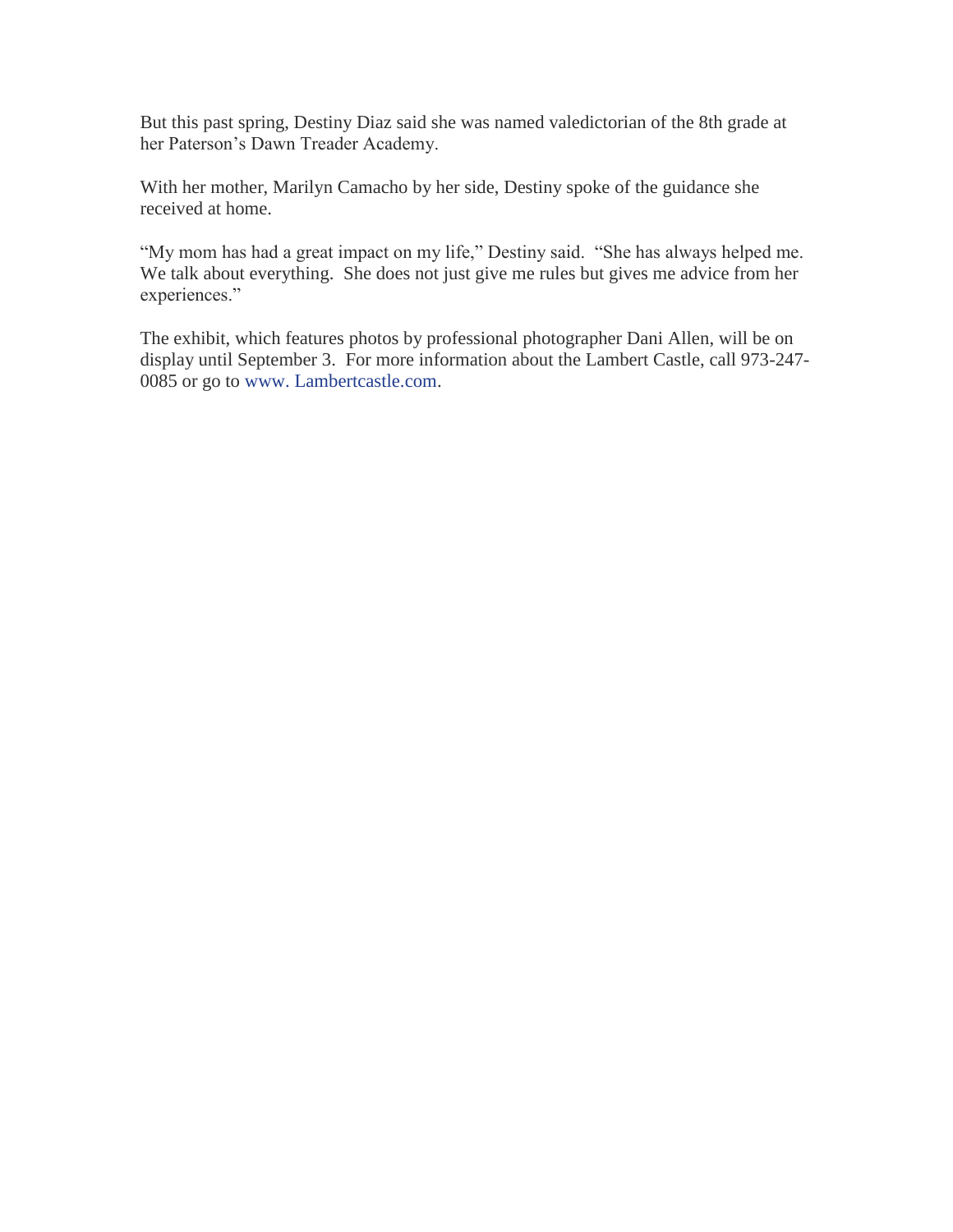But this past spring, Destiny Diaz said she was named valedictorian of the 8th grade at her Paterson's Dawn Treader Academy.

With her mother, Marilyn Camacho by her side, Destiny spoke of the guidance she received at home.

"My mom has had a great impact on my life," Destiny said. "She has always helped me. We talk about everything. She does not just give me rules but gives me advice from her experiences."

The exhibit, which features photos by professional photographer Dani Allen, will be on display until September 3. For more information about the Lambert Castle, call 973-247-0085 or go to www. Lambertcastle.com.